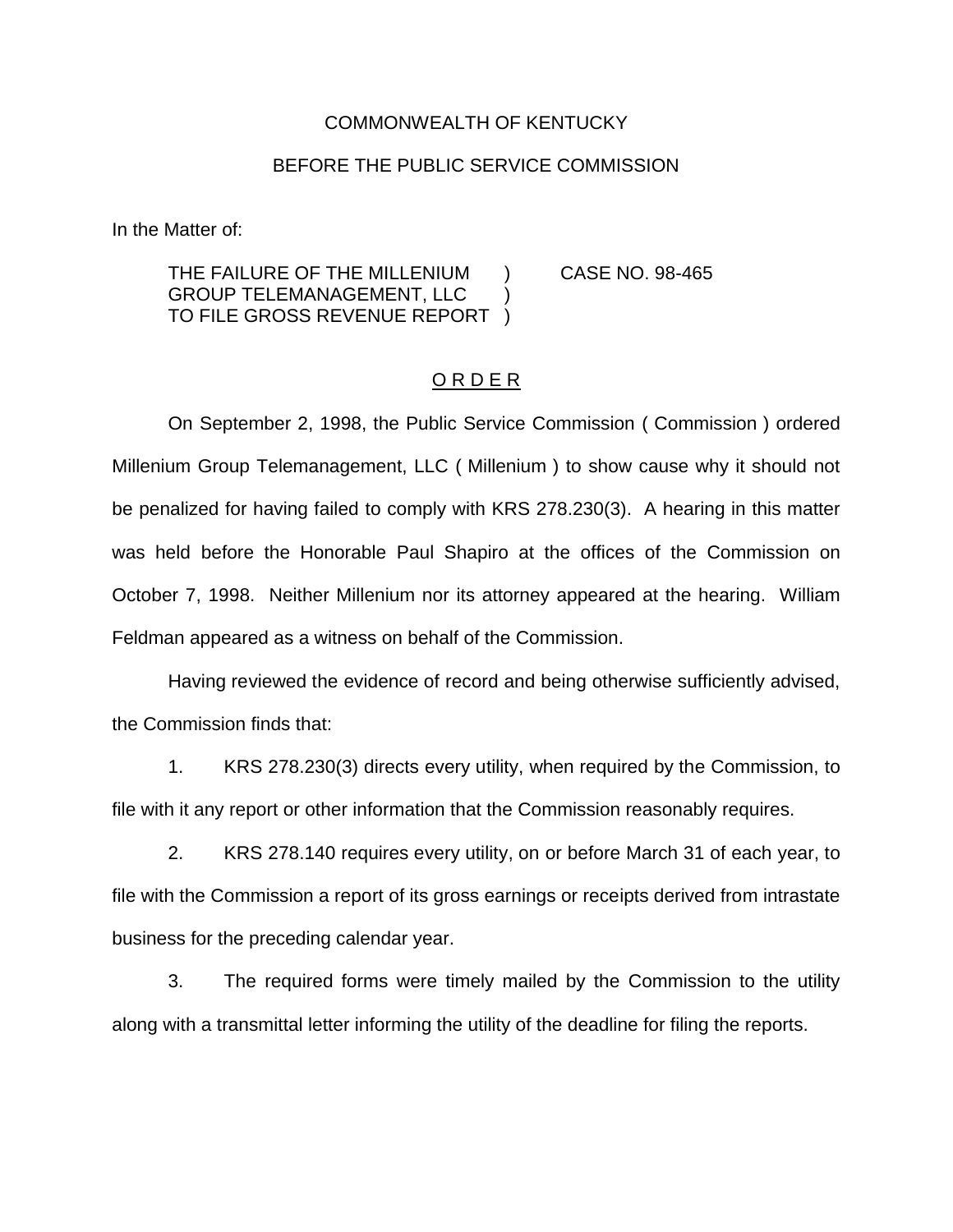COMMONWEALTH OF KENTUCKY

BEFORE THE PUBLIC SERVICE COMMISSION

In the Matter of:

THE FAILURE OF THE MILLENIUM GROUP TELEMANAGEMENT, LLC TO FILE GROSS REVENUE REPORT ) CASE NO. 98-465

O R D E R

On September 2, 1998, the Public Service Commission ( Commission ) ordered Millenium Group Telemanagement, LLC ( Millenium ) to show cause why it should not be penalized for having failed to comply with KRS 278.230(3). A hearing in this matter was held before the Honorable Paul Shapiro at the offices of the Commission on October 7, 1998. Neither Millenium nor its attorney appeared at the hearing. William Feldman appeared as a witness on behalf of the Commission.

Having reviewed the evidence of record and being otherwise sufficiently advised, the Commission finds that:

1. KRS 278.230(3) directs every utility, when required by the Commission, to file with it any report or other information that the Commission reasonably requires.

2. KRS 278.140 requires every utility, on or before March 31 of each year, to file with the Commission a report of its gross earnings or receipts derived from intrastate business for the preceding calendar year.

3. The required forms were timely mailed by the Commission to the utility along with a transmittal letter informing the utility of the deadline for filing the reports.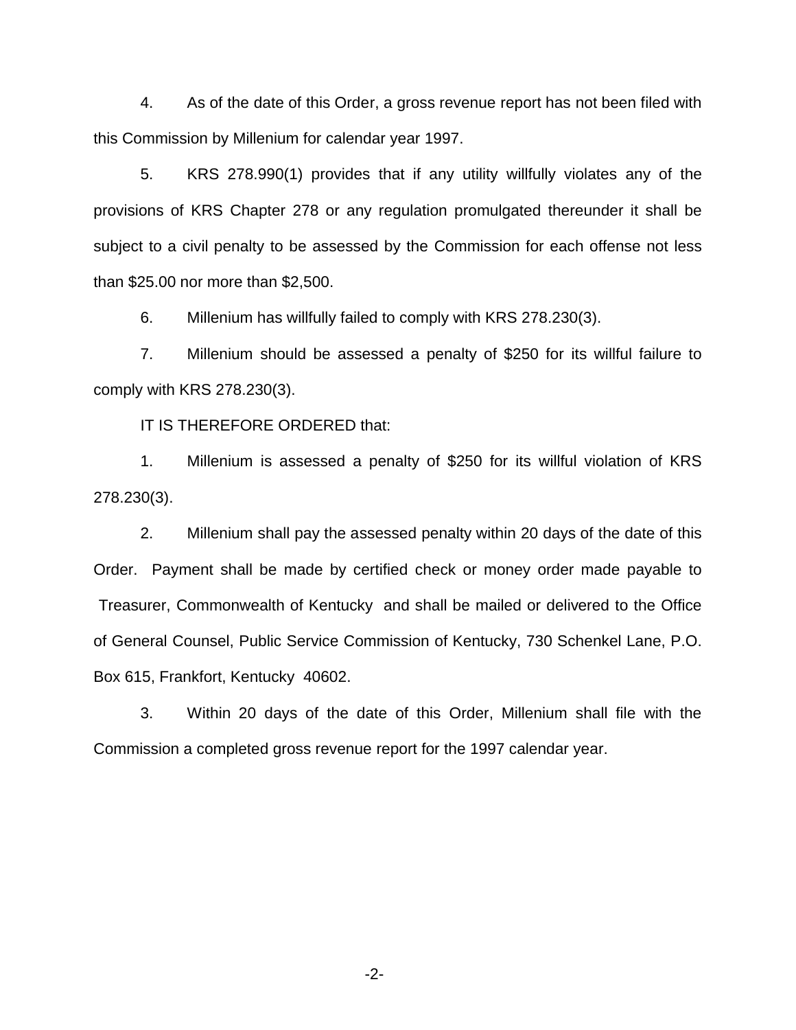4. As of the date of this Order, a gross revenue report has not been filed with this Commission by Millenium for calendar year 1997.

5. KRS 278.990(1) provides that if any utility willfully violates any of the provisions of KRS Chapter 278 or any regulation promulgated thereunder it shall be subject to a civil penalty to be assessed by the Commission for each offense not less than $25.00 nor more than $2,500.

6. Millenium has willfully failed to comply with KRS 278.230(3).

7. Millenium should be assessed a penalty of $250 for its willful failure to comply with KRS 278.230(3).

IT IS THEREFORE ORDERED that:

1. Millenium is assessed a penalty of $250 for its willful violation of KRS 278.230(3).

2. Millenium shall pay the assessed penalty within 20 days of the date of this Order. Payment shall be made by certified check or money order made payable to Treasurer, Commonwealth of Kentucky and shall be mailed or delivered to the Office of General Counsel, Public Service Commission of Kentucky, 730 Schenkel Lane, P.O. Box 615, Frankfort, Kentucky 40602.

3. Within 20 days of the date of this Order, Millenium shall file with the Commission a completed gross revenue report for the 1997 calendar year.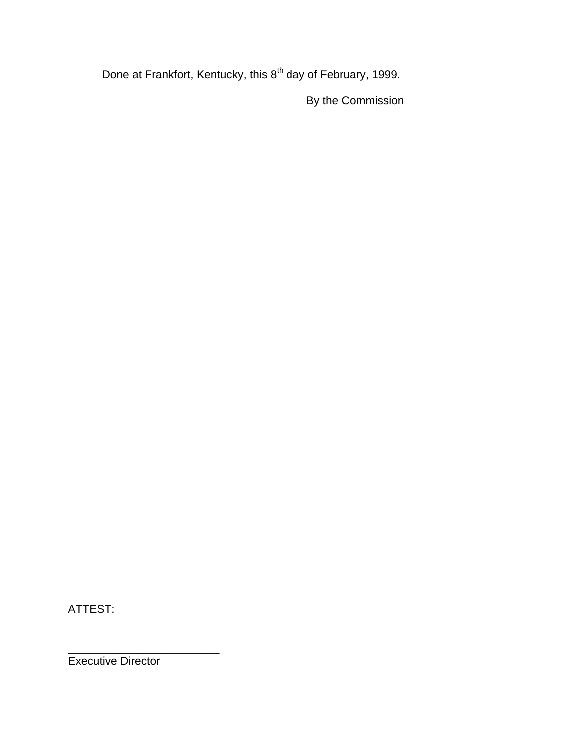Done at Frankfort, Kentucky, this 8th day of February, 1999.

By the Commission

ATTEST:

________________________
Executive Director